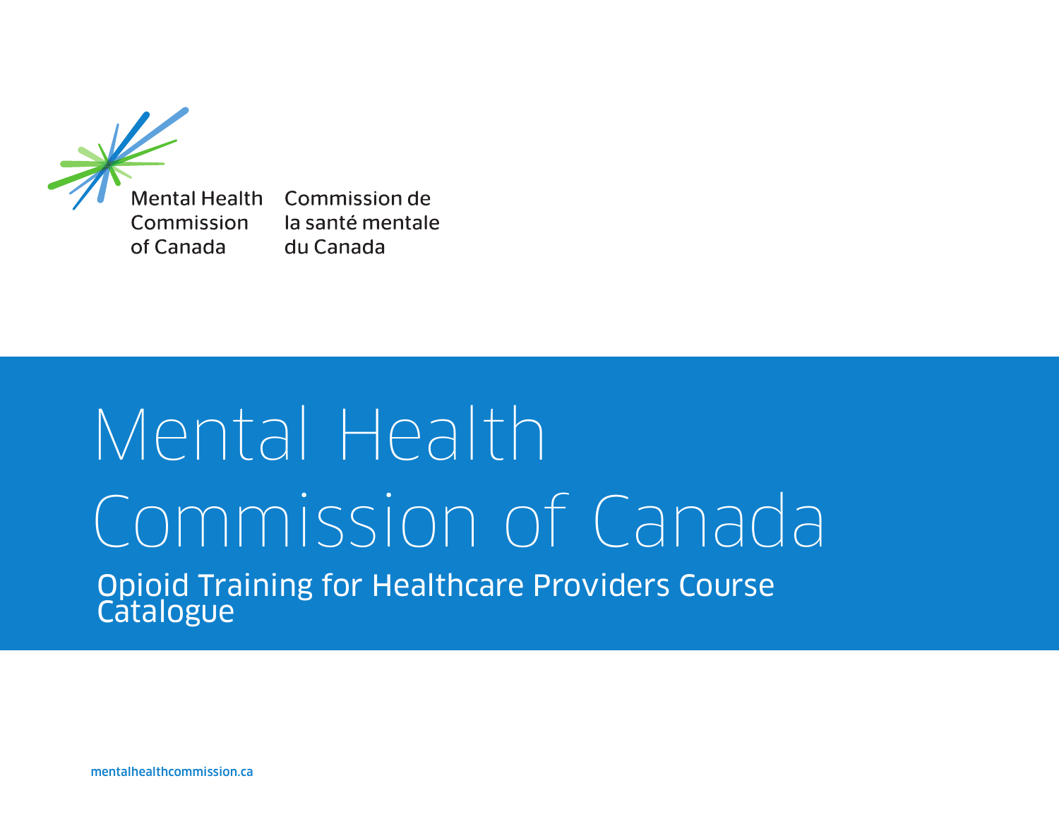Mental Health Commission of Canada

Commission de la santé mentale du Canada

# Mental Health Commission of Canada

## Opioid Training for Healthcare Providers Course Catalogue

mentalhealthcommission.ca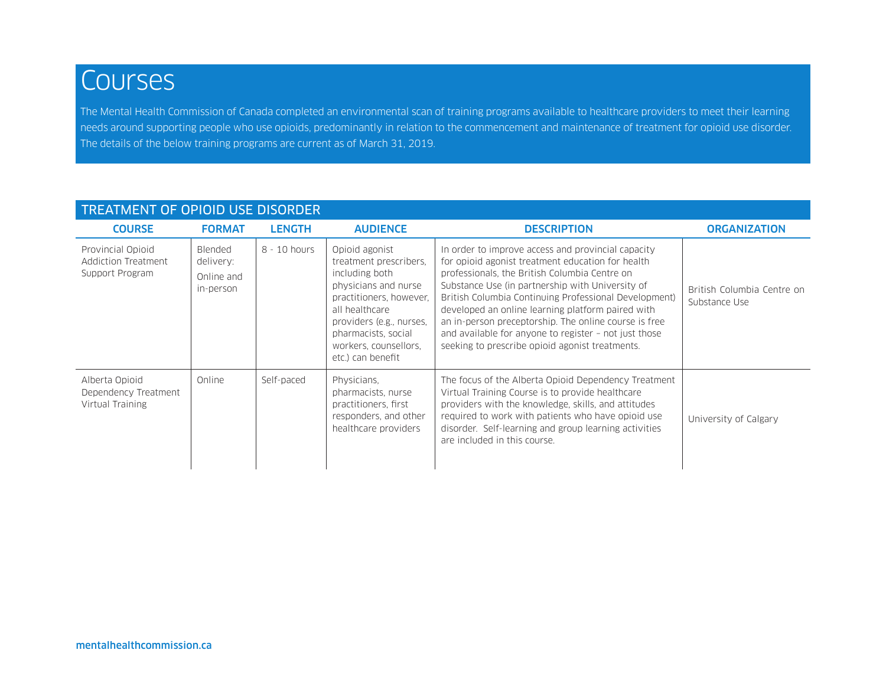# Courses

The Mental Health Commission of Canada completed an environmental scan of training programs available to healthcare providers to meet their learning needs around supporting people who use opioids, predominantly in relation to the commencement and maintenance of treatment for opioid use disorder. The details of the below training programs are current as of March 31, 2019.

## TREATMENT OF OPIOID USE DISORDER

| COURSE | FORMAT | LENGTH | AUDIENCE | DESCRIPTION | ORGANIZATION |
|---|---|---|---|---|---|
| Provincial Opioid Addiction Treatment Support Program | Blended delivery: Online and in-person | 8 - 10 hours | Opioid agonist treatment prescribers, including both physicians and nurse practitioners, however, all healthcare providers (e.g., nurses, pharmacists, social workers, counsellors, etc.) can benefit | In order to improve access and provincial capacity for opioid agonist treatment education for health professionals, the British Columbia Centre on Substance Use (in partnership with University of British Columbia Continuing Professional Development) developed an online learning platform paired with an in-person preceptorship. The online course is free and available for anyone to register – not just those seeking to prescribe opioid agonist treatments. | British Columbia Centre on Substance Use |
| Alberta Opioid Dependency Treatment Virtual Training | Online | Self-paced | Physicians, pharmacists, nurse practitioners, first responders, and other healthcare providers | The focus of the Alberta Opioid Dependency Treatment Virtual Training Course is to provide healthcare providers with the knowledge, skills, and attitudes required to work with patients who have opioid use disorder. Self-learning and group learning activities are included in this course. | University of Calgary |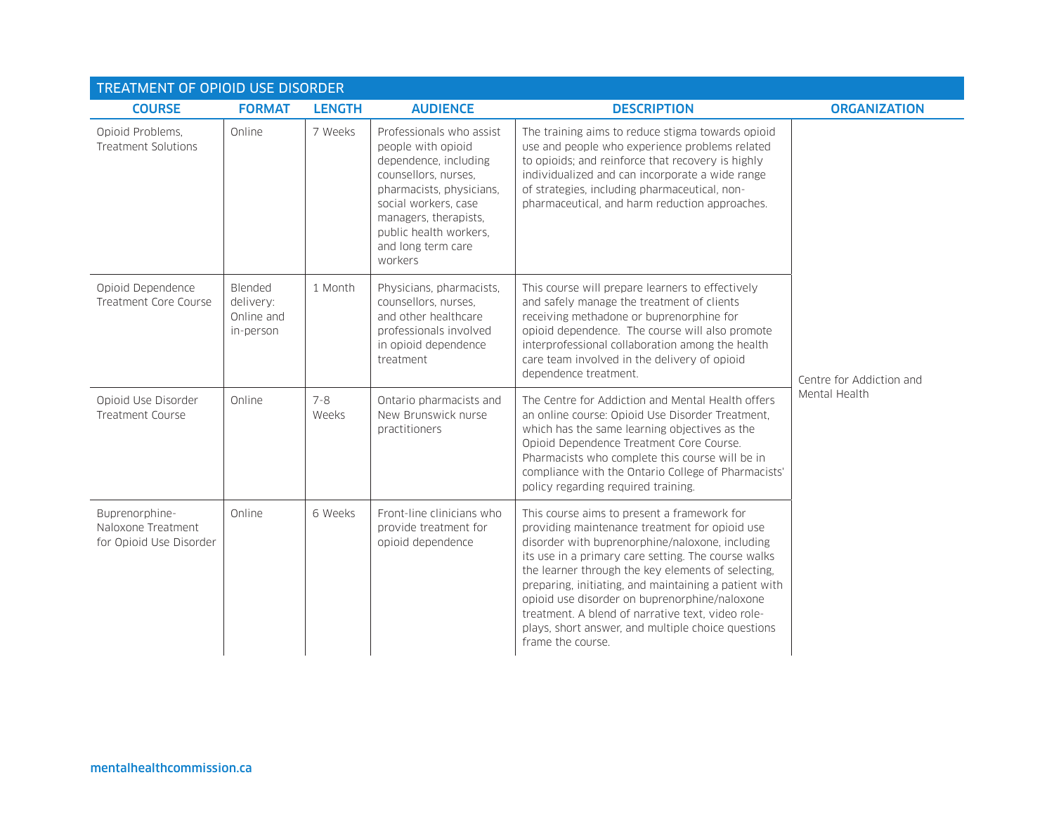| TREATMENT OF OPIOID USE DISORDER | | | | | |
|---|---|---|---|---|---|
| **COURSE** | **FORMAT** | **LENGTH** | **AUDIENCE** | **DESCRIPTION** | **ORGANIZATION** |
| Opioid Problems, Treatment Solutions | Online | 7 Weeks | Professionals who assist people with opioid dependence, including counsellors, nurses, pharmacists, physicians, social workers, case managers, therapists, public health workers, and long term care workers | The training aims to reduce stigma towards opioid use and people who experience problems related to opioids; and reinforce that recovery is highly individualized and can incorporate a wide range of strategies, including pharmaceutical, non-pharmaceutical, and harm reduction approaches. | Centre for Addiction and Mental Health |
| Opioid Dependence Treatment Core Course | Blended delivery: Online and in-person | 1 Month | Physicians, pharmacists, counsellors, nurses, and other healthcare professionals involved in opioid dependence treatment | This course will prepare learners to effectively and safely manage the treatment of clients receiving methadone or buprenorphine for opioid dependence. The course will also promote interprofessional collaboration among the health care team involved in the delivery of opioid dependence treatment. | Centre for Addiction and Mental Health |
| Opioid Use Disorder Treatment Course | Online | 7-8 Weeks | Ontario pharmacists and New Brunswick nurse practitioners | The Centre for Addiction and Mental Health offers an online course: Opioid Use Disorder Treatment, which has the same learning objectives as the Opioid Dependence Treatment Core Course. Pharmacists who complete this course will be in compliance with the Ontario College of Pharmacists' policy regarding required training. | Centre for Addiction and Mental Health |
| Buprenorphine-Naloxone Treatment for Opioid Use Disorder | Online | 6 Weeks | Front-line clinicians who provide treatment for opioid dependence | This course aims to present a framework for providing maintenance treatment for opioid use disorder with buprenorphine/naloxone, including its use in a primary care setting. The course walks the learner through the key elements of selecting, preparing, initiating, and maintaining a patient with opioid use disorder on buprenorphine/naloxone treatment. A blend of narrative text, video role-plays, short answer, and multiple choice questions frame the course. | Centre for Addiction and Mental Health |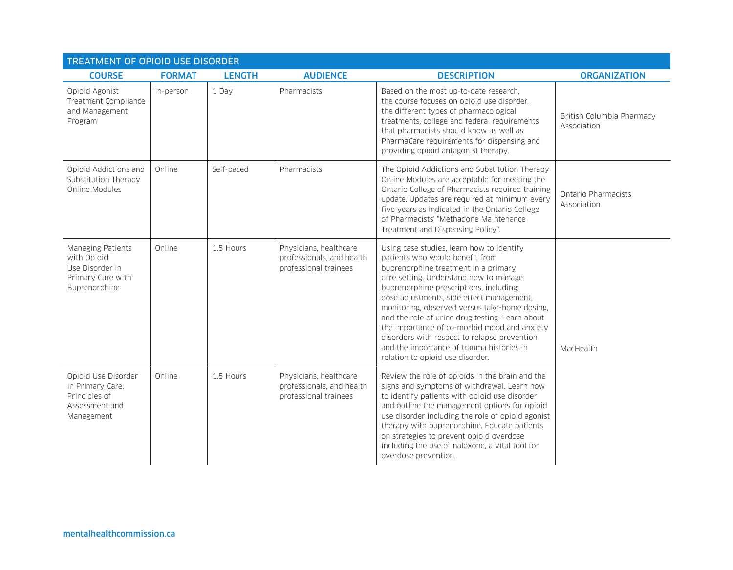## TREATMENT OF OPIOID USE DISORDER

| COURSE | FORMAT | LENGTH | AUDIENCE | DESCRIPTION | ORGANIZATION |
|---|---|---|---|---|---|
| Opioid Agonist Treatment Compliance and Management Program | In-person | 1 Day | Pharmacists | Based on the most up-to-date research, the course focuses on opioid use disorder, the different types of pharmacological treatments, college and federal requirements that pharmacists should know as well as PharmaCare requirements for dispensing and providing opioid antagonist therapy. | British Columbia Pharmacy Association |
| Opioid Addictions and Substitution Therapy Online Modules | Online | Self-paced | Pharmacists | The Opioid Addictions and Substitution Therapy Online Modules are acceptable for meeting the Ontario College of Pharmacists required training update. Updates are required at minimum every five years as indicated in the Ontario College of Pharmacists' "Methadone Maintenance Treatment and Dispensing Policy". | Ontario Pharmacists Association |
| Managing Patients with Opioid Use Disorder in Primary Care with Buprenorphine | Online | 1.5 Hours | Physicians, healthcare professionals, and health professional trainees | Using case studies, learn how to identify patients who would benefit from buprenorphine treatment in a primary care setting. Understand how to manage buprenorphine prescriptions, including; dose adjustments, side effect management, monitoring, observed versus take-home dosing, and the role of urine drug testing. Learn about the importance of co-morbid mood and anxiety disorders with respect to relapse prevention and the importance of trauma histories in relation to opioid use disorder. | MacHealth |
| Opioid Use Disorder in Primary Care: Principles of Assessment and Management | Online | 1.5 Hours | Physicians, healthcare professionals, and health professional trainees | Review the role of opioids in the brain and the signs and symptoms of withdrawal. Learn how to identify patients with opioid use disorder and outline the management options for opioid use disorder including the role of opioid agonist therapy with buprenorphine. Educate patients on strategies to prevent opioid overdose including the use of naloxone, a vital tool for overdose prevention. | MacHealth |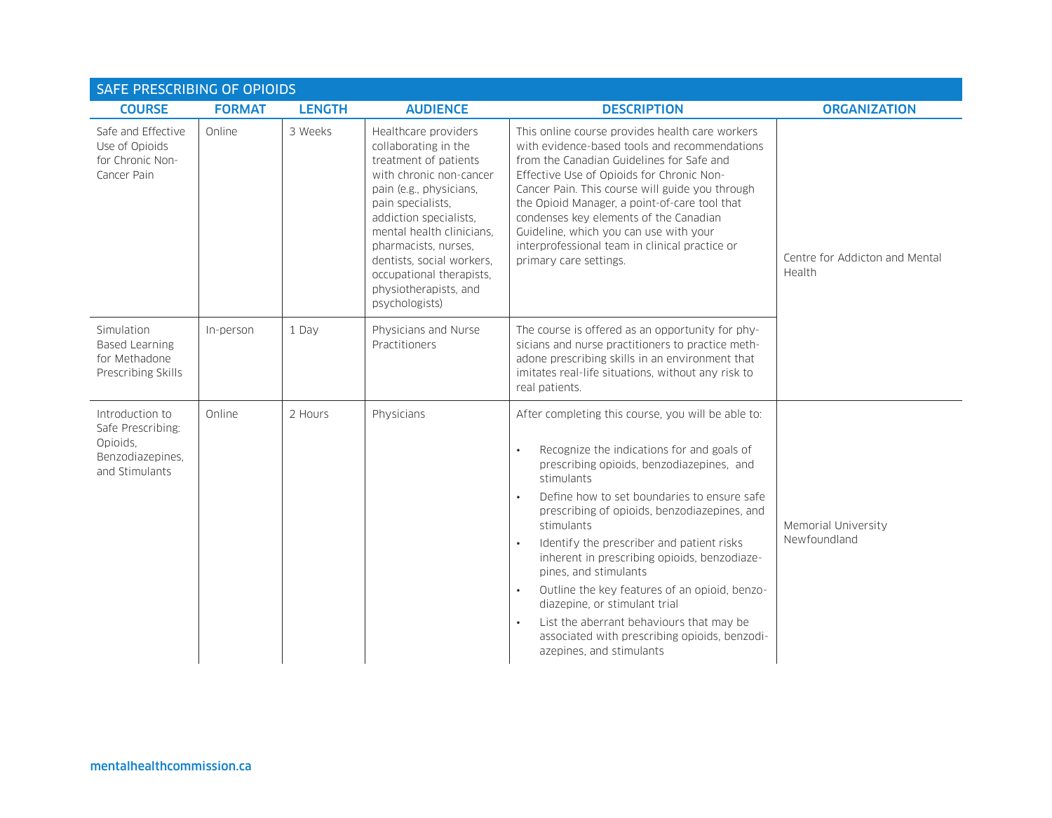| SAFE PRESCRIBING OF OPIOIDS | | | | | |
|---|---|---|---|---|---|
| **COURSE** | **FORMAT** | **LENGTH** | **AUDIENCE** | **DESCRIPTION** | **ORGANIZATION** |
| Safe and Effective Use of Opioids for Chronic Non-Cancer Pain | Online | 3 Weeks | Healthcare providers collaborating in the treatment of patients with chronic non-cancer pain (e.g., physicians, pain specialists, addiction specialists, mental health clinicians, pharmacists, nurses, dentists, social workers, occupational therapists, physiotherapists, and psychologists) | This online course provides health care workers with evidence-based tools and recommendations from the Canadian Guidelines for Safe and Effective Use of Opioids for Chronic Non-Cancer Pain. This course will guide you through the Opioid Manager, a point-of-care tool that condenses key elements of the Canadian Guideline, which you can use with your interprofessional team in clinical practice or primary care settings. | Centre for Addicton and Mental Health |
| Simulation Based Learning for Methadone Prescribing Skills | In-person | 1 Day | Physicians and Nurse Practitioners | The course is offered as an opportunity for physicians and nurse practitioners to practice methadone prescribing skills in an environment that imitates real-life situations, without any risk to real patients. | Centre for Addicton and Mental Health |
| Introduction to Safe Prescribing: Opioids, Benzodiazepines, and Stimulants | Online | 2 Hours | Physicians | After completing this course, you will be able to:<br>• Recognize the indications for and goals of prescribing opioids, benzodiazepines, and stimulants<br>• Define how to set boundaries to ensure safe prescribing of opioids, benzodiazepines, and stimulants<br>• Identify the prescriber and patient risks inherent in prescribing opioids, benzodiazepines, and stimulants<br>• Outline the key features of an opioid, benzodiazepine, or stimulant trial<br>• List the aberrant behaviours that may be associated with prescribing opioids, benzodiazepines, and stimulants | Memorial University Newfoundland |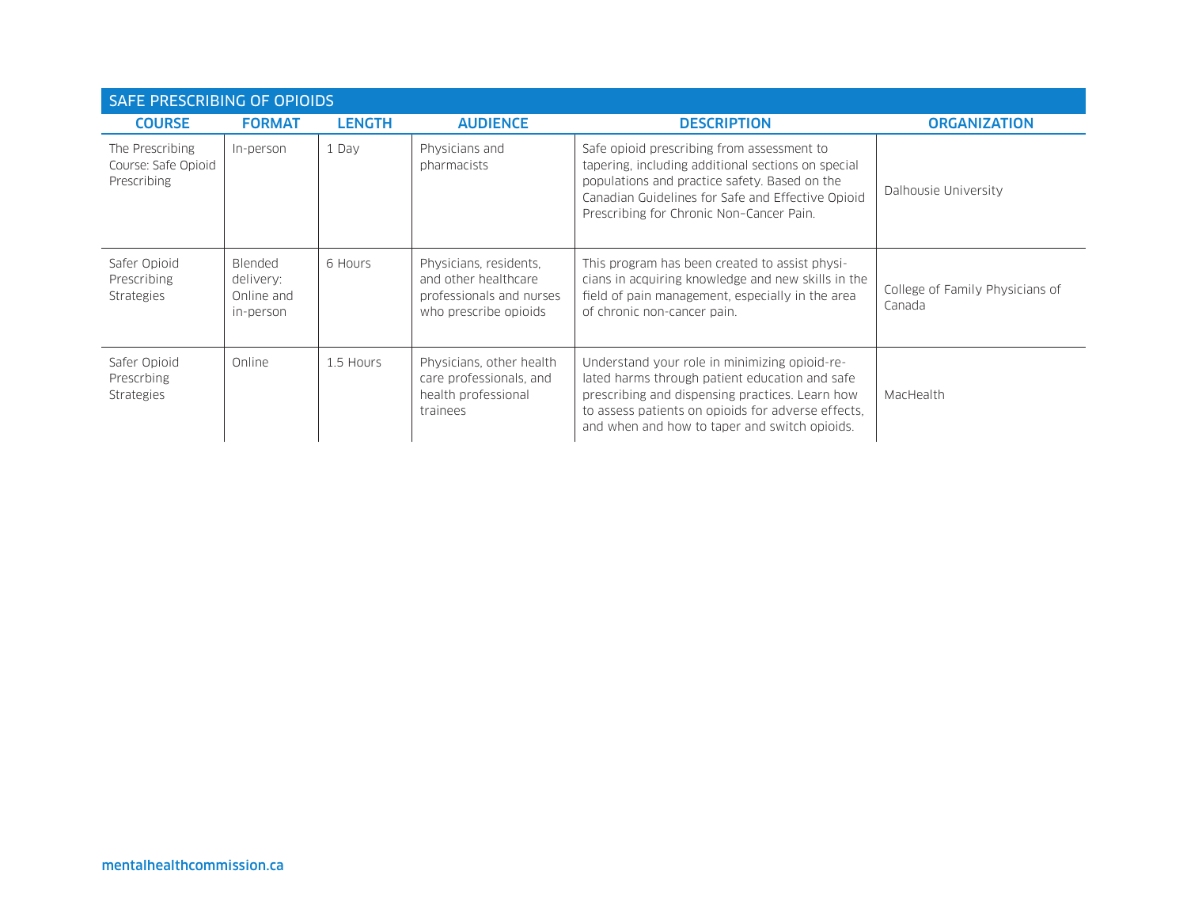| SAFE PRESCRIBING OF OPIOIDS | | | | | |
|---|---|---|---|---|---|
| **COURSE** | **FORMAT** | **LENGTH** | **AUDIENCE** | **DESCRIPTION** | **ORGANIZATION** |
| The Prescribing Course: Safe Opioid Prescribing | In-person | 1 Day | Physicians and pharmacists | Safe opioid prescribing from assessment to tapering, including additional sections on special populations and practice safety. Based on the Canadian Guidelines for Safe and Effective Opioid Prescribing for Chronic Non–Cancer Pain. | Dalhousie University |
| Safer Opioid Prescribing Strategies | Blended delivery: Online and in-person | 6 Hours | Physicians, residents, and other healthcare professionals and nurses who prescribe opioids | This program has been created to assist physicians in acquiring knowledge and new skills in the field of pain management, especially in the area of chronic non-cancer pain. | College of Family Physicians of Canada |
| Safer Opioid Prescrbing Strategies | Online | 1.5 Hours | Physicians, other health care professionals, and health professional trainees | Understand your role in minimizing opioid-related harms through patient education and safe prescribing and dispensing practices. Learn how to assess patients on opioids for adverse effects, and when and how to taper and switch opioids. | MacHealth |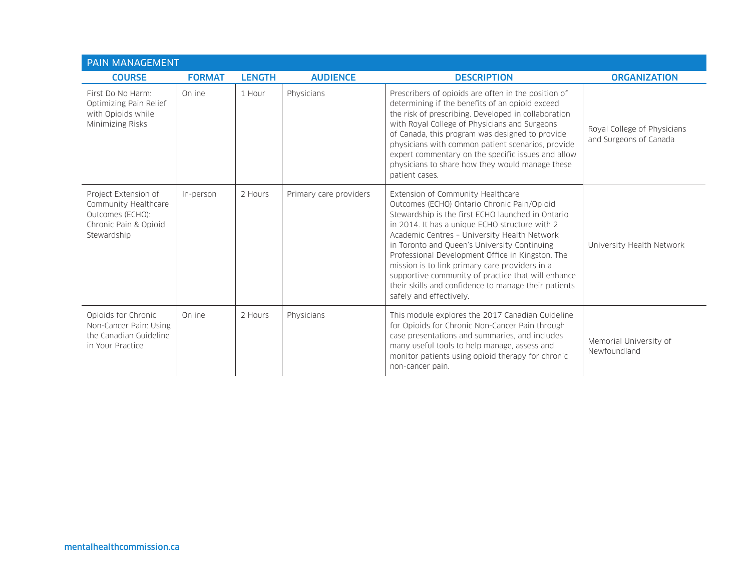## PAIN MANAGEMENT

| COURSE | FORMAT | LENGTH | AUDIENCE | DESCRIPTION | ORGANIZATION |
|---|---|---|---|---|---|
| First Do No Harm: Optimizing Pain Relief with Opioids while Minimizing Risks | Online | 1 Hour | Physicians | Prescribers of opioids are often in the position of determining if the benefits of an opioid exceed the risk of prescribing. Developed in collaboration with Royal College of Physicians and Surgeons of Canada, this program was designed to provide physicians with common patient scenarios, provide expert commentary on the specific issues and allow physicians to share how they would manage these patient cases. | Royal College of Physicians and Surgeons of Canada |
| Project Extension of Community Healthcare Outcomes (ECHO): Chronic Pain & Opioid Stewardship | In-person | 2 Hours | Primary care providers | Extension of Community Healthcare Outcomes (ECHO) Ontario Chronic Pain/Opioid Stewardship is the first ECHO launched in Ontario in 2014. It has a unique ECHO structure with 2 Academic Centres – University Health Network in Toronto and Queen's University Continuing Professional Development Office in Kingston. The mission is to link primary care providers in a supportive community of practice that will enhance their skills and confidence to manage their patients safely and effectively. | University Health Network |
| Opioids for Chronic Non-Cancer Pain: Using the Canadian Guideline in Your Practice | Online | 2 Hours | Physicians | This module explores the 2017 Canadian Guideline for Opioids for Chronic Non-Cancer Pain through case presentations and summaries, and includes many useful tools to help manage, assess and monitor patients using opioid therapy for chronic non-cancer pain. | Memorial University of Newfoundland |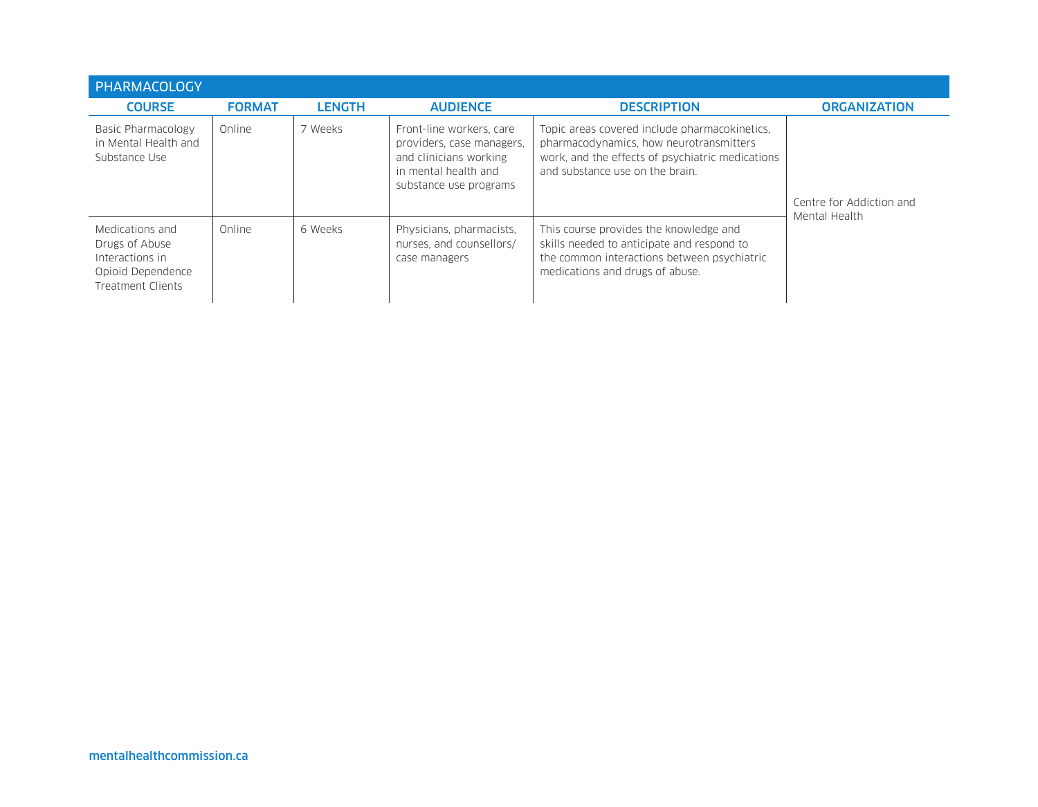## PHARMACOLOGY

| COURSE | FORMAT | LENGTH | AUDIENCE | DESCRIPTION | ORGANIZATION |
| --- | --- | --- | --- | --- | --- |
| Basic Pharmacology in Mental Health and Substance Use | Online | 7 Weeks | Front-line workers, care providers, case managers, and clinicians working in mental health and substance use programs | Topic areas covered include pharmacokinetics, pharmacodynamics, how neurotransmitters work, and the effects of psychiatric medications and substance use on the brain. | Centre for Addiction and Mental Health |
| Medications and Drugs of Abuse Interactions in Opioid Dependence Treatment Clients | Online | 6 Weeks | Physicians, pharmacists, nurses, and counsellors/case managers | This course provides the knowledge and skills needed to anticipate and respond to the common interactions between psychiatric medications and drugs of abuse. | Centre for Addiction and Mental Health |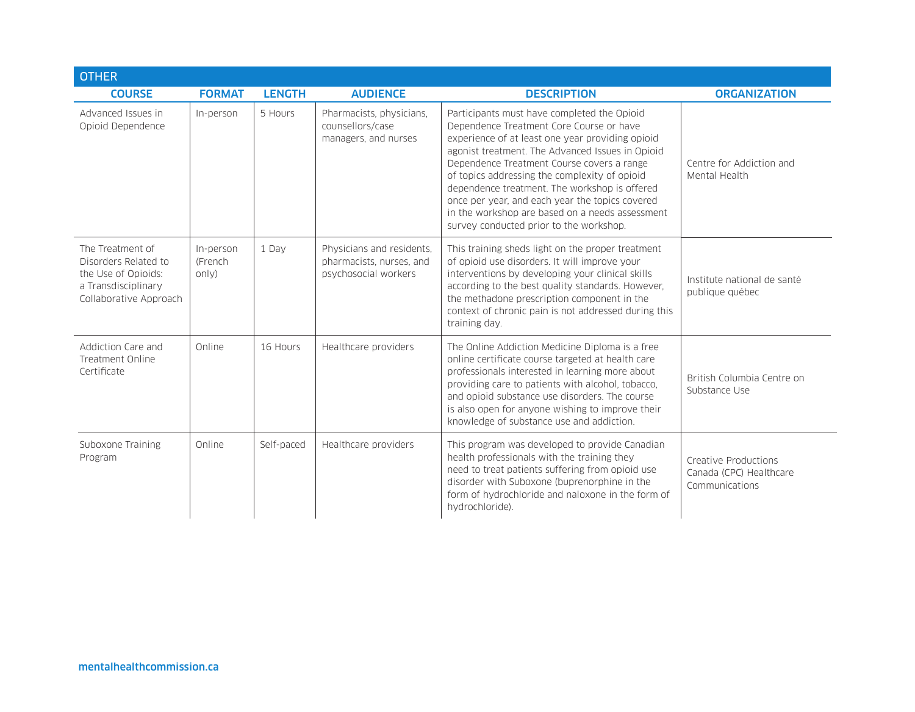## OTHER

| COURSE | FORMAT | LENGTH | AUDIENCE | DESCRIPTION | ORGANIZATION |
|---|---|---|---|---|---|
| Advanced Issues in Opioid Dependence | In-person | 5 Hours | Pharmacists, physicians, counsellors/case managers, and nurses | Participants must have completed the Opioid Dependence Treatment Core Course or have experience of at least one year providing opioid agonist treatment. The Advanced Issues in Opioid Dependence Treatment Course covers a range of topics addressing the complexity of opioid dependence treatment. The workshop is offered once per year, and each year the topics covered in the workshop are based on a needs assessment survey conducted prior to the workshop. | Centre for Addiction and Mental Health |
| The Treatment of Disorders Related to the Use of Opioids: a Transdisciplinary Collaborative Approach | In-person (French only) | 1 Day | Physicians and residents, pharmacists, nurses, and psychosocial workers | This training sheds light on the proper treatment of opioid use disorders. It will improve your interventions by developing your clinical skills according to the best quality standards. However, the methadone prescription component in the context of chronic pain is not addressed during this training day. | Institute national de santé publique québec |
| Addiction Care and Treatment Online Certificate | Online | 16 Hours | Healthcare providers | The Online Addiction Medicine Diploma is a free online certificate course targeted at health care professionals interested in learning more about providing care to patients with alcohol, tobacco, and opioid substance use disorders. The course is also open for anyone wishing to improve their knowledge of substance use and addiction. | British Columbia Centre on Substance Use |
| Suboxone Training Program | Online | Self-paced | Healthcare providers | This program was developed to provide Canadian health professionals with the training they need to treat patients suffering from opioid use disorder with Suboxone (buprenorphine in the form of hydrochloride and naloxone in the form of hydrochloride). | Creative Productions Canada (CPC) Healthcare Communications |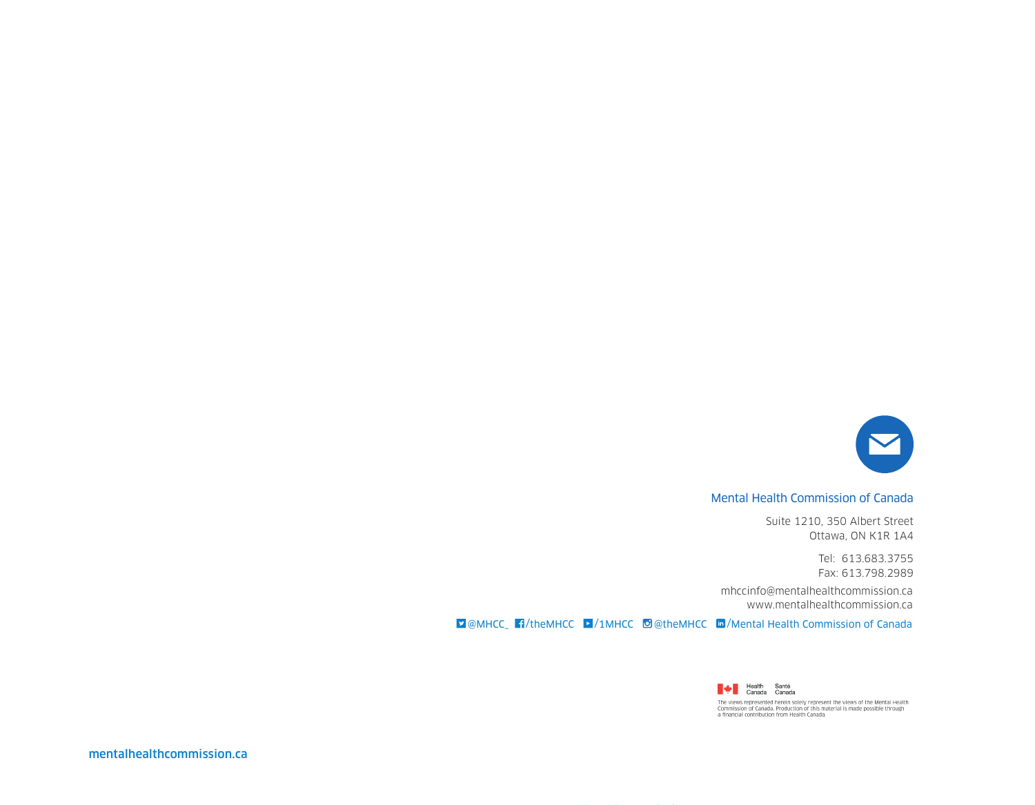Mental Health Commission of Canada

Suite 1210, 350 Albert Street
Ottawa, ON K1R 1A4

Tel: 613.683.3755
Fax: 613.798.2989

mhccinfo@mentalhealthcommission.ca
www.mentalhealthcommission.ca

@MHCC_ /theMHCC /1MHCC @theMHCC /Mental Health Commission of Canada

Health Canada Santé Canada

The views represented herein solely represent the views of the Mental Health Commission of Canada. Production of this material is made possible through a financial contribution from Health Canada.

mentalhealthcommission.ca